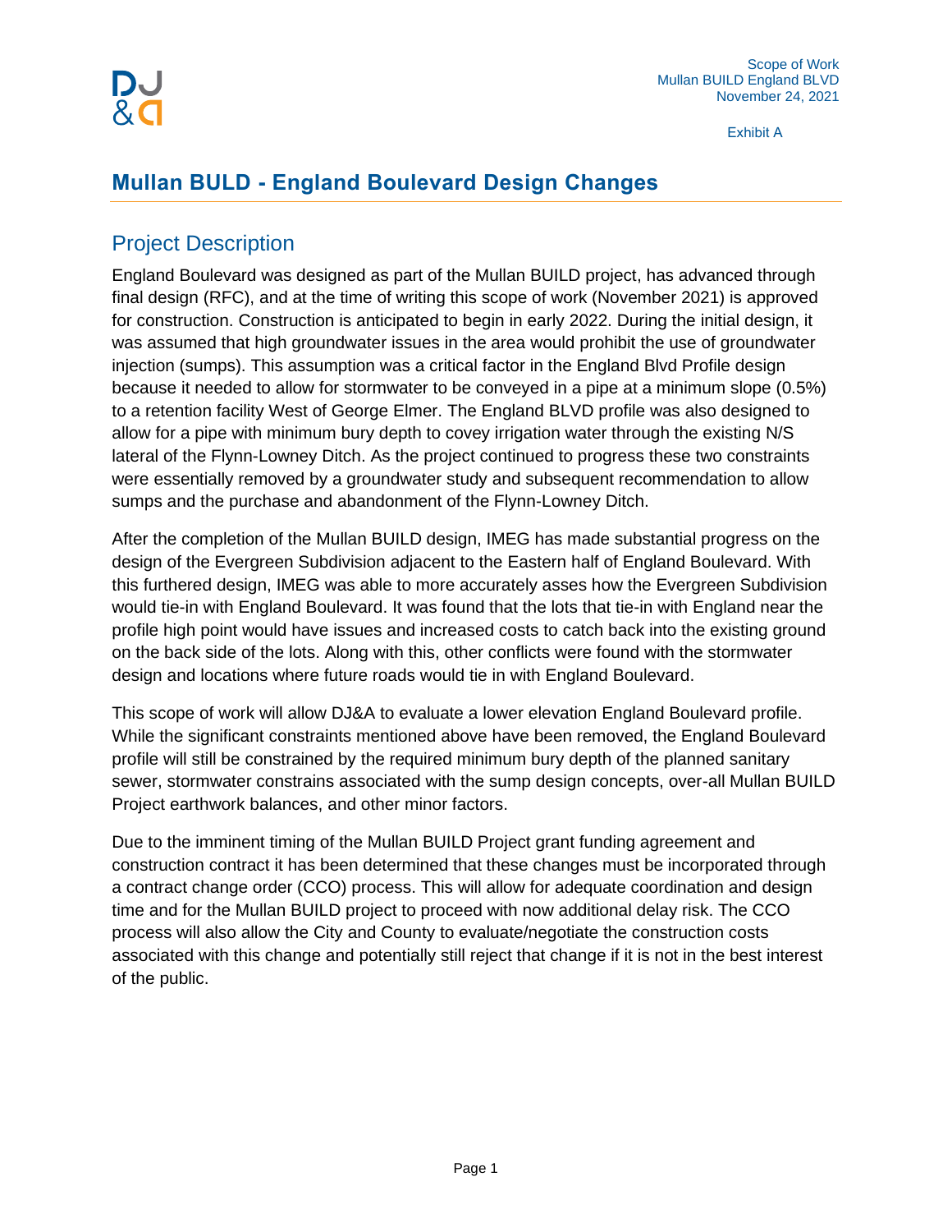Scope of Work
Mullan BUILD England BLVD
November 24, 2021

Exhibit A

# Mullan BULD - England Boulevard Design Changes

## Project Description

England Boulevard was designed as part of the Mullan BUILD project, has advanced through final design (RFC), and at the time of writing this scope of work (November 2021) is approved for construction. Construction is anticipated to begin in early 2022. During the initial design, it was assumed that high groundwater issues in the area would prohibit the use of groundwater injection (sumps). This assumption was a critical factor in the England Blvd Profile design because it needed to allow for stormwater to be conveyed in a pipe at a minimum slope (0.5%) to a retention facility West of George Elmer. The England BLVD profile was also designed to allow for a pipe with minimum bury depth to covey irrigation water through the existing N/S lateral of the Flynn-Lowney Ditch. As the project continued to progress these two constraints were essentially removed by a groundwater study and subsequent recommendation to allow sumps and the purchase and abandonment of the Flynn-Lowney Ditch.

After the completion of the Mullan BUILD design, IMEG has made substantial progress on the design of the Evergreen Subdivision adjacent to the Eastern half of England Boulevard. With this furthered design, IMEG was able to more accurately asses how the Evergreen Subdivision would tie-in with England Boulevard. It was found that the lots that tie-in with England near the profile high point would have issues and increased costs to catch back into the existing ground on the back side of the lots. Along with this, other conflicts were found with the stormwater design and locations where future roads would tie in with England Boulevard.

This scope of work will allow DJ&A to evaluate a lower elevation England Boulevard profile. While the significant constraints mentioned above have been removed, the England Boulevard profile will still be constrained by the required minimum bury depth of the planned sanitary sewer, stormwater constrains associated with the sump design concepts, over-all Mullan BUILD Project earthwork balances, and other minor factors.

Due to the imminent timing of the Mullan BUILD Project grant funding agreement and construction contract it has been determined that these changes must be incorporated through a contract change order (CCO) process. This will allow for adequate coordination and design time and for the Mullan BUILD project to proceed with now additional delay risk. The CCO process will also allow the City and County to evaluate/negotiate the construction costs associated with this change and potentially still reject that change if it is not in the best interest of the public.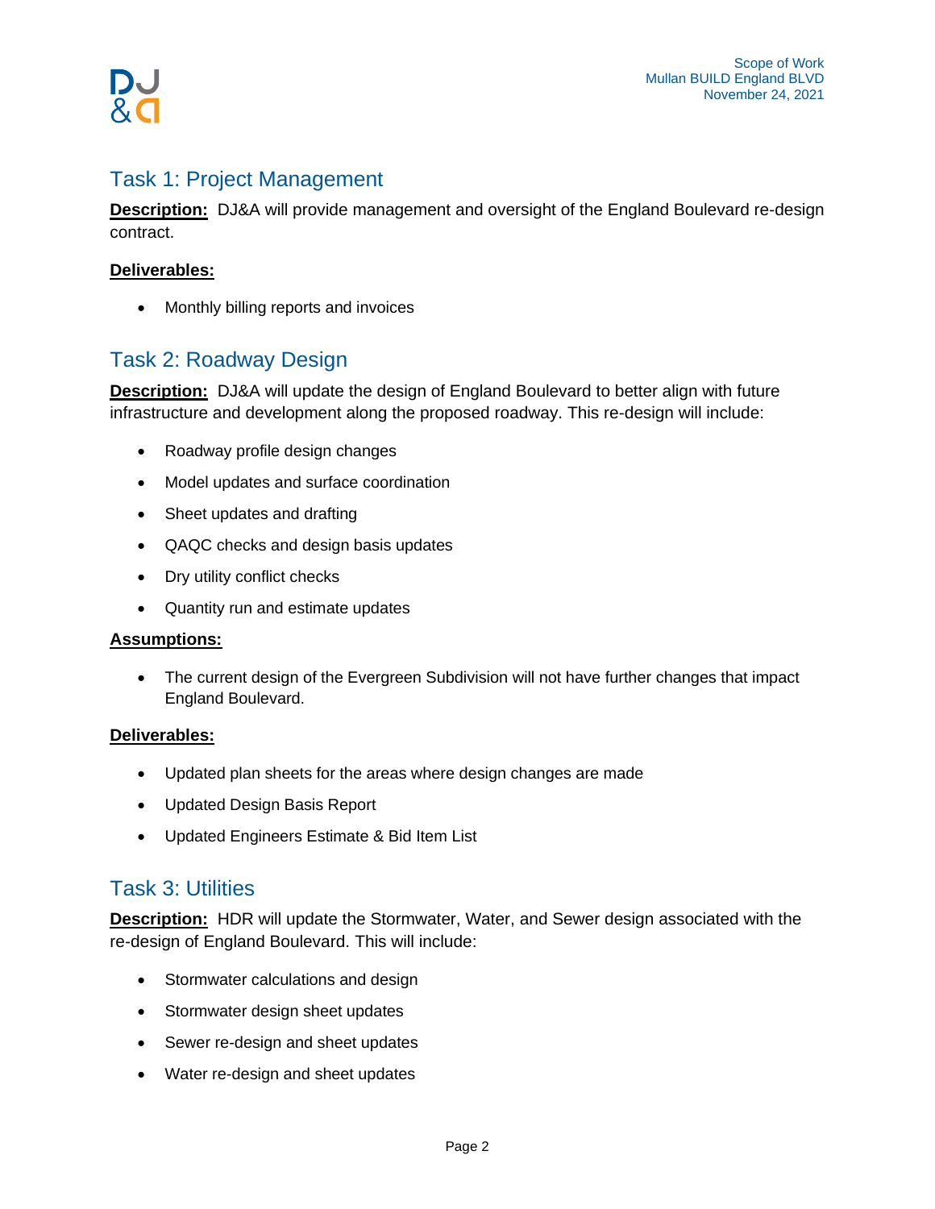## Task 1: Project Management

**Description:** DJ&A will provide management and oversight of the England Boulevard re-design contract.

**Deliverables:**

- Monthly billing reports and invoices

## Task 2: Roadway Design

**Description:** DJ&A will update the design of England Boulevard to better align with future infrastructure and development along the proposed roadway. This re-design will include:

- Roadway profile design changes
- Model updates and surface coordination
- Sheet updates and drafting
- QAQC checks and design basis updates
- Dry utility conflict checks
- Quantity run and estimate updates

**Assumptions:**

- The current design of the Evergreen Subdivision will not have further changes that impact England Boulevard.

**Deliverables:**

- Updated plan sheets for the areas where design changes are made
- Updated Design Basis Report
- Updated Engineers Estimate & Bid Item List

## Task 3: Utilities

**Description:** HDR will update the Stormwater, Water, and Sewer design associated with the re-design of England Boulevard. This will include:

- Stormwater calculations and design
- Stormwater design sheet updates
- Sewer re-design and sheet updates
- Water re-design and sheet updates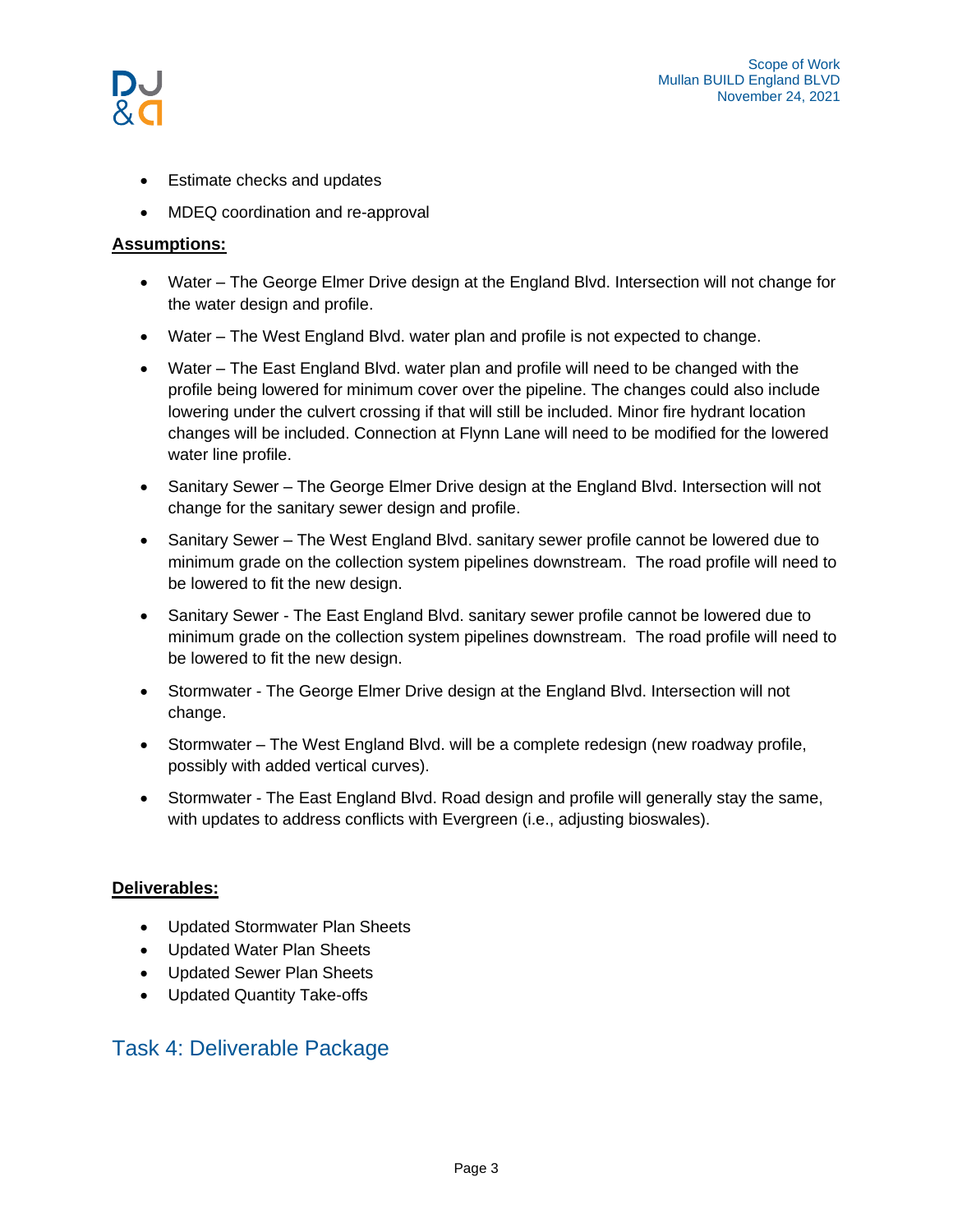- Estimate checks and updates
- MDEQ coordination and re-approval

**Assumptions:**

- Water – The George Elmer Drive design at the England Blvd. Intersection will not change for the water design and profile.
- Water – The West England Blvd. water plan and profile is not expected to change.
- Water – The East England Blvd. water plan and profile will need to be changed with the profile being lowered for minimum cover over the pipeline. The changes could also include lowering under the culvert crossing if that will still be included. Minor fire hydrant location changes will be included. Connection at Flynn Lane will need to be modified for the lowered water line profile.
- Sanitary Sewer – The George Elmer Drive design at the England Blvd. Intersection will not change for the sanitary sewer design and profile.
- Sanitary Sewer – The West England Blvd. sanitary sewer profile cannot be lowered due to minimum grade on the collection system pipelines downstream. The road profile will need to be lowered to fit the new design.
- Sanitary Sewer - The East England Blvd. sanitary sewer profile cannot be lowered due to minimum grade on the collection system pipelines downstream. The road profile will need to be lowered to fit the new design.
- Stormwater - The George Elmer Drive design at the England Blvd. Intersection will not change.
- Stormwater – The West England Blvd. will be a complete redesign (new roadway profile, possibly with added vertical curves).
- Stormwater - The East England Blvd. Road design and profile will generally stay the same, with updates to address conflicts with Evergreen (i.e., adjusting bioswales).

**Deliverables:**

- Updated Stormwater Plan Sheets
- Updated Water Plan Sheets
- Updated Sewer Plan Sheets
- Updated Quantity Take-offs

## Task 4: Deliverable Package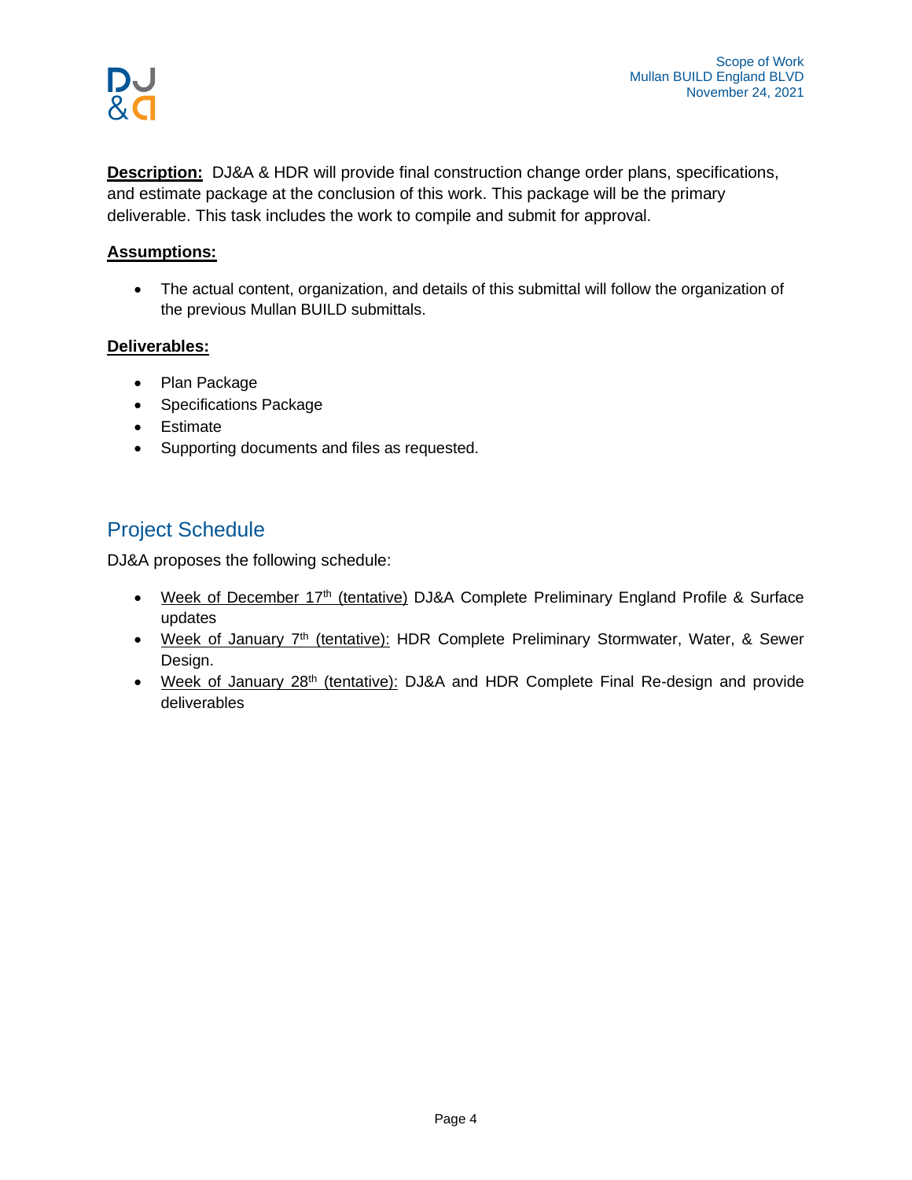**Description:** DJ&A & HDR will provide final construction change order plans, specifications, and estimate package at the conclusion of this work. This package will be the primary deliverable. This task includes the work to compile and submit for approval.

**Assumptions:**

- The actual content, organization, and details of this submittal will follow the organization of the previous Mullan BUILD submittals.

**Deliverables:**

- Plan Package
- Specifications Package
- Estimate
- Supporting documents and files as requested.

## Project Schedule

DJ&A proposes the following schedule:

- Week of December 17th (tentative) DJ&A Complete Preliminary England Profile & Surface updates
- Week of January 7th (tentative): HDR Complete Preliminary Stormwater, Water, & Sewer Design.
- Week of January 28th (tentative): DJ&A and HDR Complete Final Re-design and provide deliverables